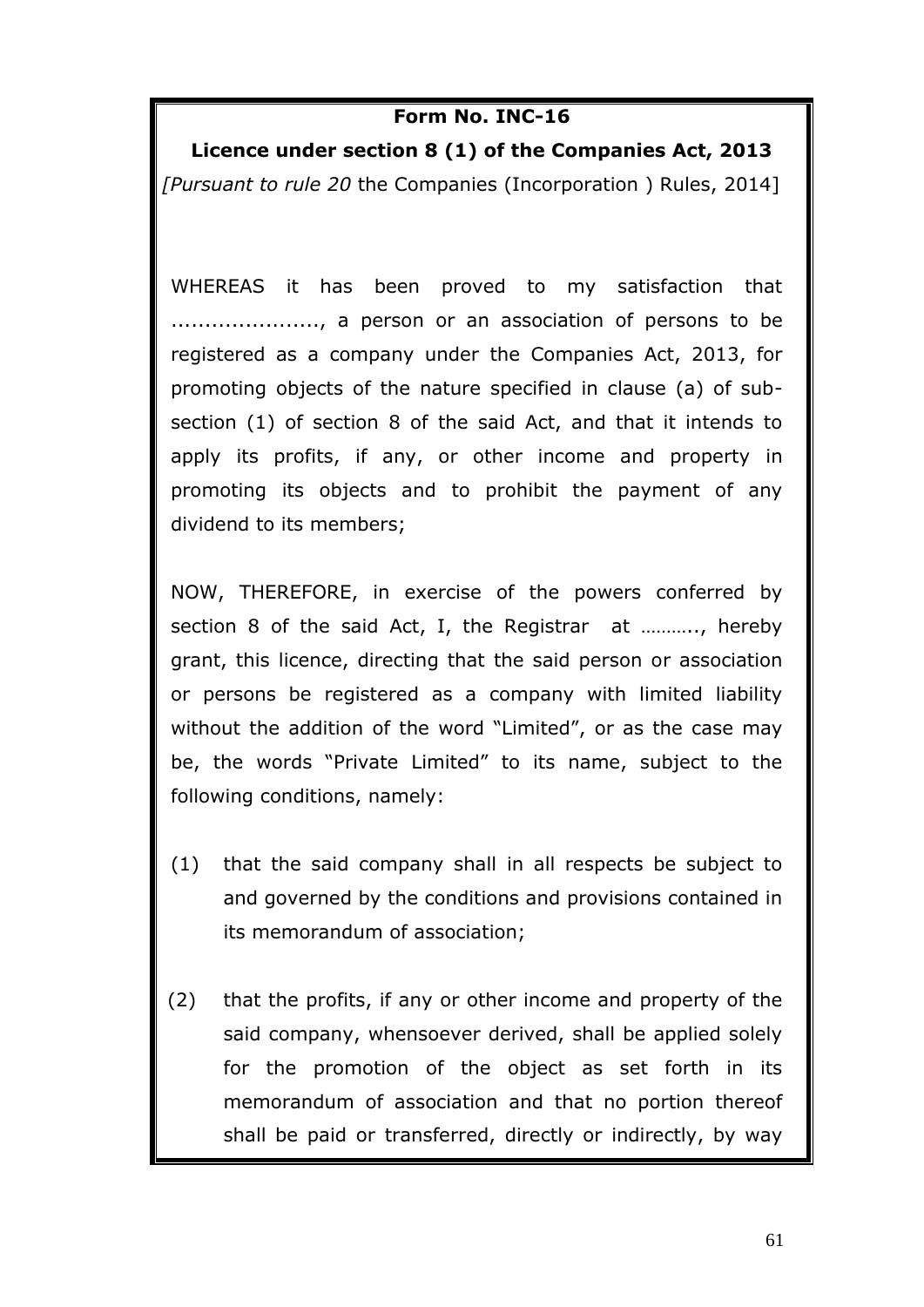**Form No. INC-16**

**Licence under section 8 (1) of the Companies Act, 2013**

*[Pursuant to rule 20* the Companies (Incorporation ) Rules, 2014]

WHEREAS it has been proved to my satisfaction that ....................., a person or an association of persons to be registered as a company under the Companies Act, 2013, for promoting objects of the nature specified in clause (a) of sub-section (1) of section 8 of the said Act, and that it intends to apply its profits, if any, or other income and property in promoting its objects and to prohibit the payment of any dividend to its members;

NOW, THEREFORE, in exercise of the powers conferred by section 8 of the said Act, I, the Registrar at ……….., hereby grant, this licence, directing that the said person or association or persons be registered as a company with limited liability without the addition of the word "Limited", or as the case may be, the words "Private Limited" to its name, subject to the following conditions, namely:

(1) that the said company shall in all respects be subject to and governed by the conditions and provisions contained in its memorandum of association;

(2) that the profits, if any or other income and property of the said company, whensoever derived, shall be applied solely for the promotion of the object as set forth in its memorandum of association and that no portion thereof shall be paid or transferred, directly or indirectly, by way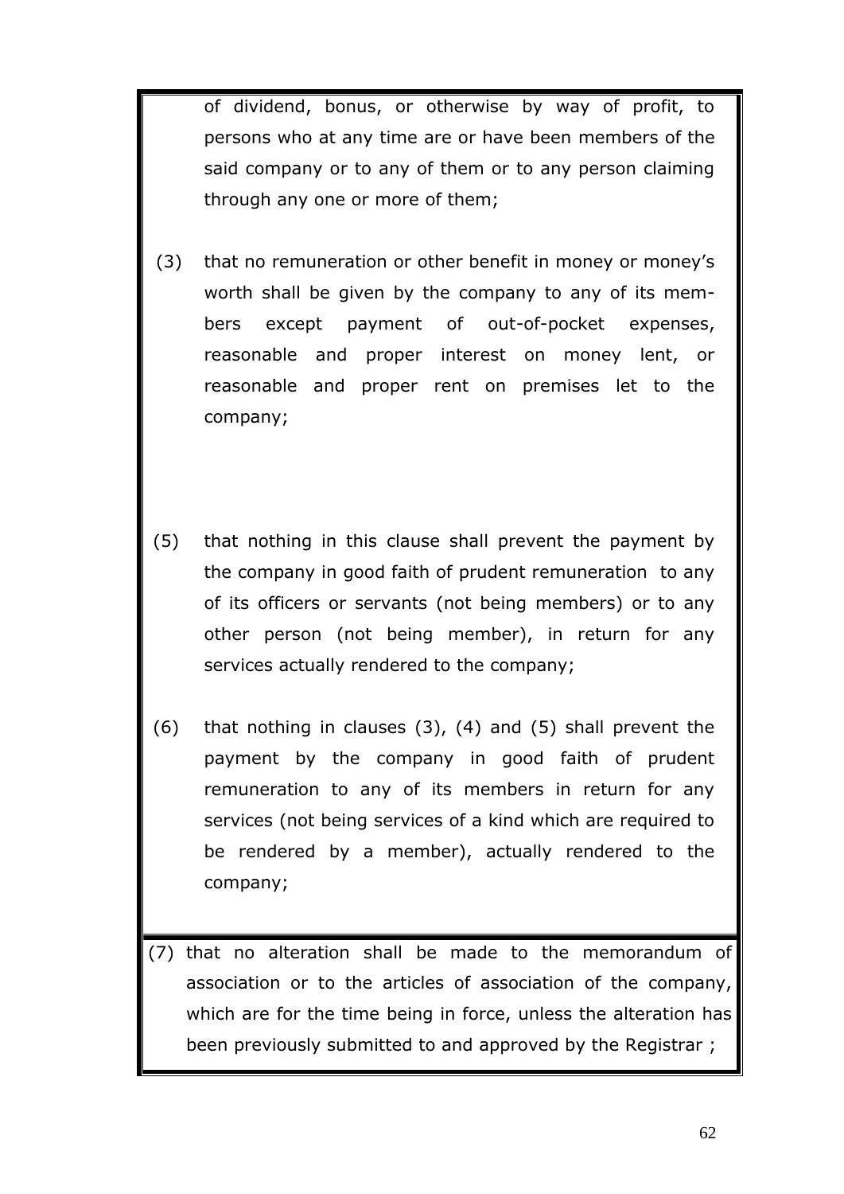of dividend, bonus, or otherwise by way of profit, to persons who at any time are or have been members of the said company or to any of them or to any person claiming through any one or more of them;

(3) that no remuneration or other benefit in money or money's worth shall be given by the company to any of its members except payment of out-of-pocket expenses, reasonable and proper interest on money lent, or reasonable and proper rent on premises let to the company;

(5) that nothing in this clause shall prevent the payment by the company in good faith of prudent remuneration to any of its officers or servants (not being members) or to any other person (not being member), in return for any services actually rendered to the company;

(6) that nothing in clauses (3), (4) and (5) shall prevent the payment by the company in good faith of prudent remuneration to any of its members in return for any services (not being services of a kind which are required to be rendered by a member), actually rendered to the company;

(7) that no alteration shall be made to the memorandum of association or to the articles of association of the company, which are for the time being in force, unless the alteration has been previously submitted to and approved by the Registrar ;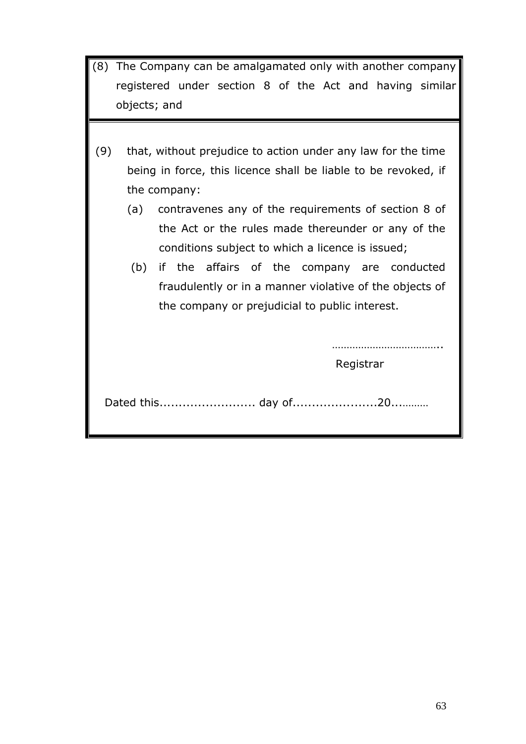(8) The Company can be amalgamated only with another company registered under section 8 of the Act and having similar objects; and

(9) that, without prejudice to action under any law for the time being in force, this licence shall be liable to be revoked, if the company:

   (a) contravenes any of the requirements of section 8 of the Act or the rules made thereunder or any of the conditions subject to which a licence is issued;

   (b) if the affairs of the company are conducted fraudulently or in a manner violative of the objects of the company or prejudicial to public interest.

………………………………..

Registrar

Dated this......................... day of......................20...………